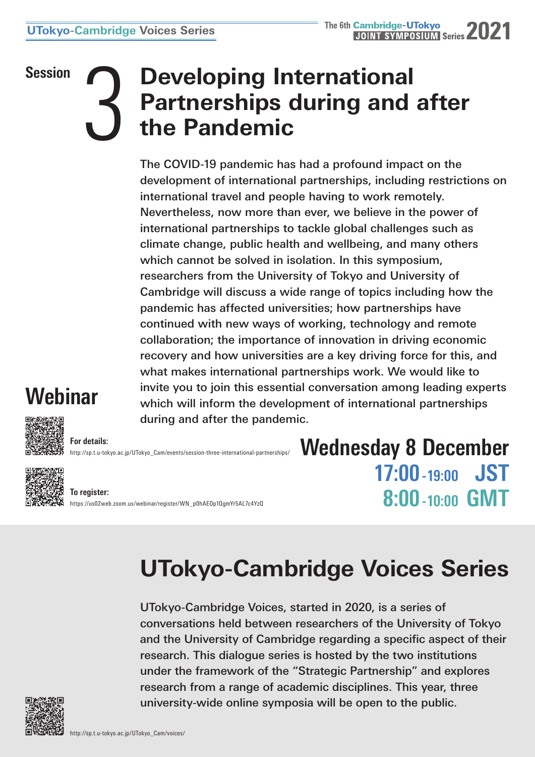UTokyo-Cambridge Voices Series

The 6th Cambridge-UTokyo JOINT SYMPOSIUM Series 2021

# Session 3 Developing International Partnerships during and after the Pandemic

The COVID-19 pandemic has had a profound impact on the development of international partnerships, including restrictions on international travel and people having to work remotely. Nevertheless, now more than ever, we believe in the power of international partnerships to tackle global challenges such as climate change, public health and wellbeing, and many others which cannot be solved in isolation. In this symposium, researchers from the University of Tokyo and University of Cambridge will discuss a wide range of topics including how the pandemic has affected universities; how partnerships have continued with new ways of working, technology and remote collaboration; the importance of innovation in driving economic recovery and how universities are a key driving force for this, and what makes international partnerships work. We would like to invite you to join this essential conversation among leading experts which will inform the development of international partnerships during and after the pandemic.

## Webinar

**For details:**
http://sp.t.u-tokyo.ac.jp/UTokyo_Cam/events/session-three-international-partnerships/

**To register:**
https://us02web.zoom.us/webinar/register/WN_p0hAEOp1QgmYr5AL7c4YzQ

**Wednesday 8 December**

**17:00-19:00 JST**

**8:00-10:00 GMT**

# UTokyo-Cambridge Voices Series

UTokyo-Cambridge Voices, started in 2020, is a series of conversations held between researchers of the University of Tokyo and the University of Cambridge regarding a specific aspect of their research. This dialogue series is hosted by the two institutions under the framework of the "Strategic Partnership" and explores research from a range of academic disciplines. This year, three university-wide online symposia will be open to the public.

http://sp.t.u-tokyo.ac.jp/UTokyo_Cam/voices/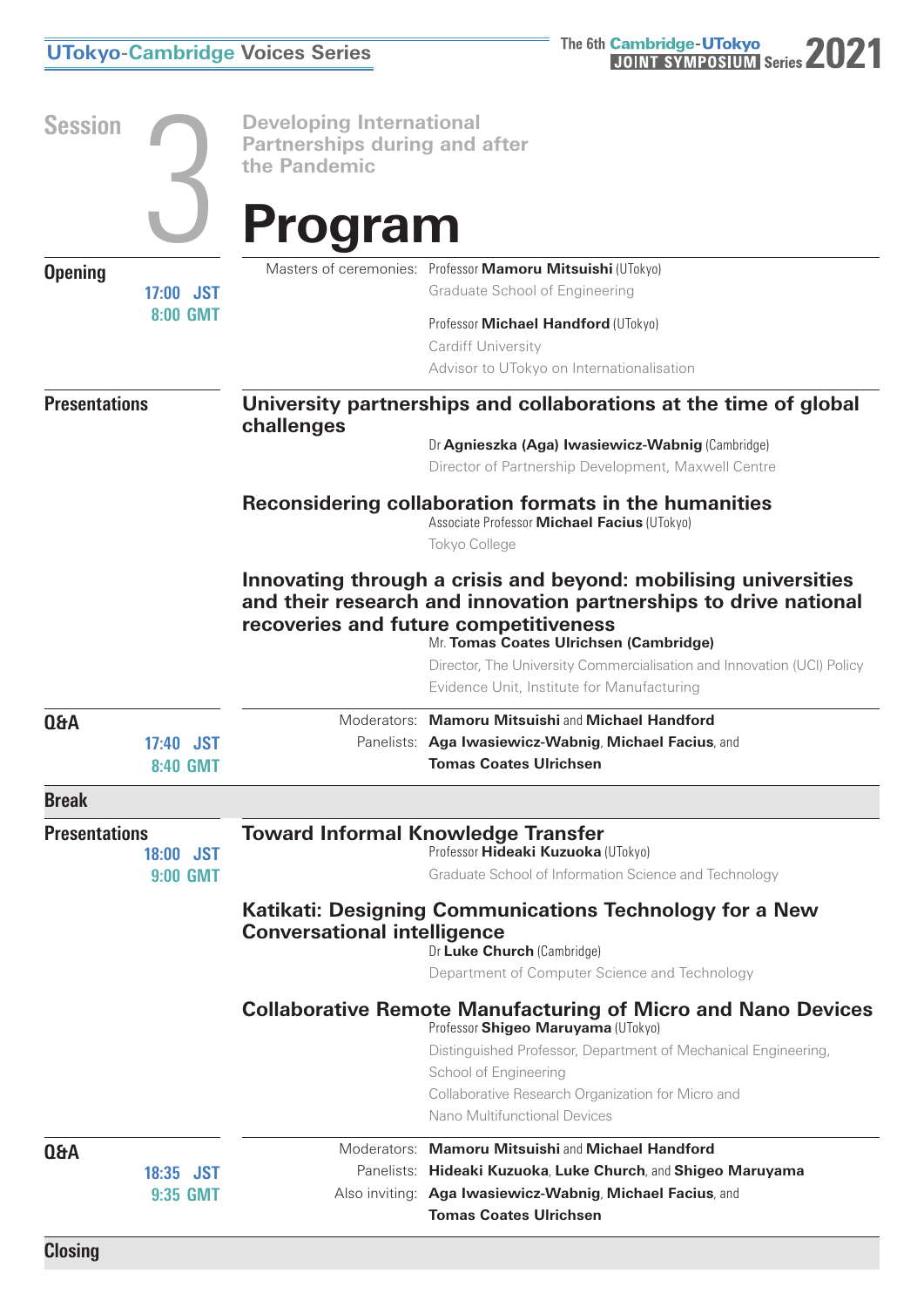# Session 3

## Developing International Partnerships during and after the Pandemic

# Program

### Opening

**17:00 JST**
**8:00 GMT**

Masters of ceremonies: Professor **Mamoru Mitsuishi** (UTokyo)
Graduate School of Engineering

Professor **Michael Handford** (UTokyo)
Cardiff University
Advisor to UTokyo on Internationalisation

### Presentations

**University partnerships and collaborations at the time of global challenges**

Dr **Agnieszka (Aga) Iwasiewicz-Wabnig** (Cambridge)
Director of Partnership Development, Maxwell Centre

**Reconsidering collaboration formats in the humanities**

Associate Professor **Michael Facius** (UTokyo)
Tokyo College

**Innovating through a crisis and beyond: mobilising universities and their research and innovation partnerships to drive national recoveries and future competitiveness**

Mr. **Tomas Coates Ulrichsen (Cambridge)**
Director, The University Commercialisation and Innovation (UCI) Policy Evidence Unit, Institute for Manufacturing

### Q&A

**17:40 JST**
**8:40 GMT**

Moderators: **Mamoru Mitsuishi** and **Michael Handford**
Panelists: **Aga Iwasiewicz-Wabnig**, **Michael Facius**, and **Tomas Coates Ulrichsen**

### Break

### Presentations

**18:00 JST**
**9:00 GMT**

**Toward Informal Knowledge Transfer**

Professor **Hideaki Kuzuoka** (UTokyo)
Graduate School of Information Science and Technology

**Katikati: Designing Communications Technology for a New Conversational intelligence**

Dr **Luke Church** (Cambridge)
Department of Computer Science and Technology

**Collaborative Remote Manufacturing of Micro and Nano Devices**

Professor **Shigeo Maruyama** (UTokyo)
Distinguished Professor, Department of Mechanical Engineering, School of Engineering
Collaborative Research Organization for Micro and Nano Multifunctional Devices

### Q&A

**18:35 JST**
**9:35 GMT**

Moderators: **Mamoru Mitsuishi** and **Michael Handford**
Panelists: **Hideaki Kuzuoka**, **Luke Church**, and **Shigeo Maruyama**
Also inviting: **Aga Iwasiewicz-Wabnig**, **Michael Facius**, and **Tomas Coates Ulrichsen**

### Closing